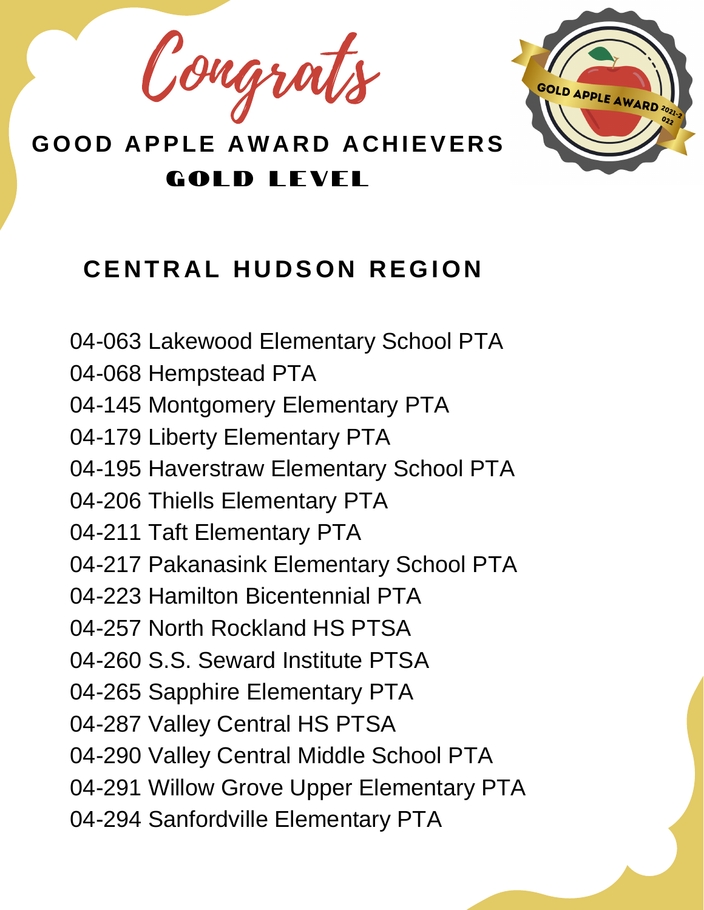# Congrats

## GOOD APPLE AWARD ACHIEVERS

## GOLD LEVEL

GOLD APPLE AWARD 2021-2022

### CENTRAL HUDSON REGION

04-063 Lakewood Elementary School PTA
04-068 Hempstead PTA
04-145 Montgomery Elementary PTA
04-179 Liberty Elementary PTA
04-195 Haverstraw Elementary School PTA
04-206 Thiells Elementary PTA
04-211 Taft Elementary PTA
04-217 Pakanasink Elementary School PTA
04-223 Hamilton Bicentennial PTA
04-257 North Rockland HS PTSA
04-260 S.S. Seward Institute PTSA
04-265 Sapphire Elementary PTA
04-287 Valley Central HS PTSA
04-290 Valley Central Middle School PTA
04-291 Willow Grove Upper Elementary PTA
04-294 Sanfordville Elementary PTA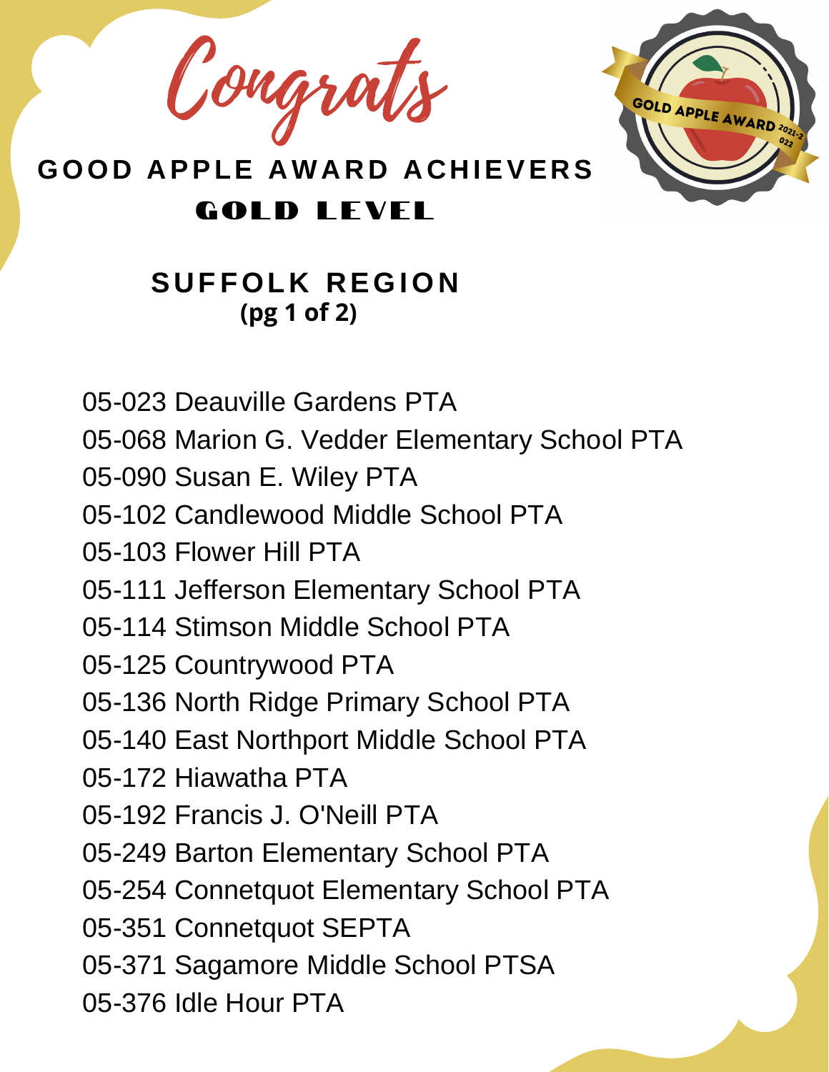# Congrats

## GOOD APPLE AWARD ACHIEVERS

### GOLD LEVEL

GOLD APPLE AWARD 2021-2022

### SUFFOLK REGION

**(pg 1 of 2)**

05-023 Deauville Gardens PTA
05-068 Marion G. Vedder Elementary School PTA
05-090 Susan E. Wiley PTA
05-102 Candlewood Middle School PTA
05-103 Flower Hill PTA
05-111 Jefferson Elementary School PTA
05-114 Stimson Middle School PTA
05-125 Countrywood PTA
05-136 North Ridge Primary School PTA
05-140 East Northport Middle School PTA
05-172 Hiawatha PTA
05-192 Francis J. O'Neill PTA
05-249 Barton Elementary School PTA
05-254 Connetquot Elementary School PTA
05-351 Connetquot SEPTA
05-371 Sagamore Middle School PTSA
05-376 Idle Hour PTA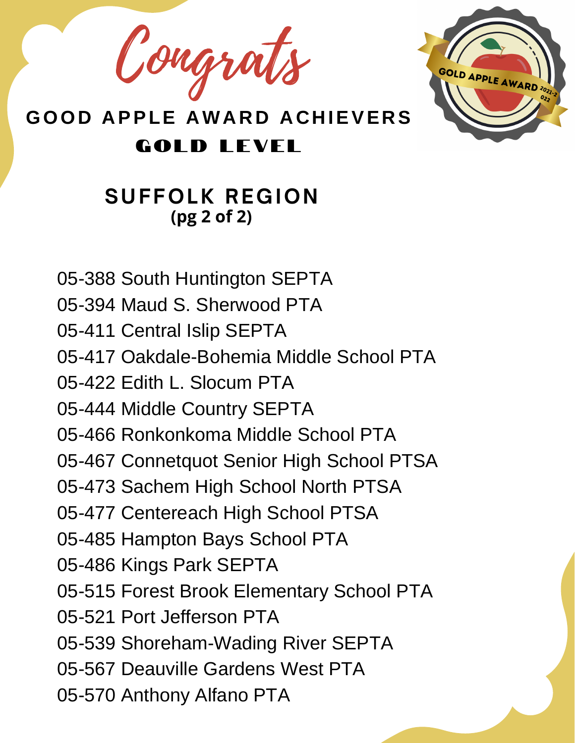Congrats

# GOOD APPLE AWARD ACHIEVERS

## GOLD LEVEL

GOLD APPLE AWARD 2021-2022

## SUFFOLK REGION

**(pg 2 of 2)**

05-388 South Huntington SEPTA
05-394 Maud S. Sherwood PTA
05-411 Central Islip SEPTA
05-417 Oakdale-Bohemia Middle School PTA
05-422 Edith L. Slocum PTA
05-444 Middle Country SEPTA
05-466 Ronkonkoma Middle School PTA
05-467 Connetquot Senior High School PTSA
05-473 Sachem High School North PTSA
05-477 Centereach High School PTSA
05-485 Hampton Bays School PTA
05-486 Kings Park SEPTA
05-515 Forest Brook Elementary School PTA
05-521 Port Jefferson PTA
05-539 Shoreham-Wading River SEPTA
05-567 Deauville Gardens West PTA
05-570 Anthony Alfano PTA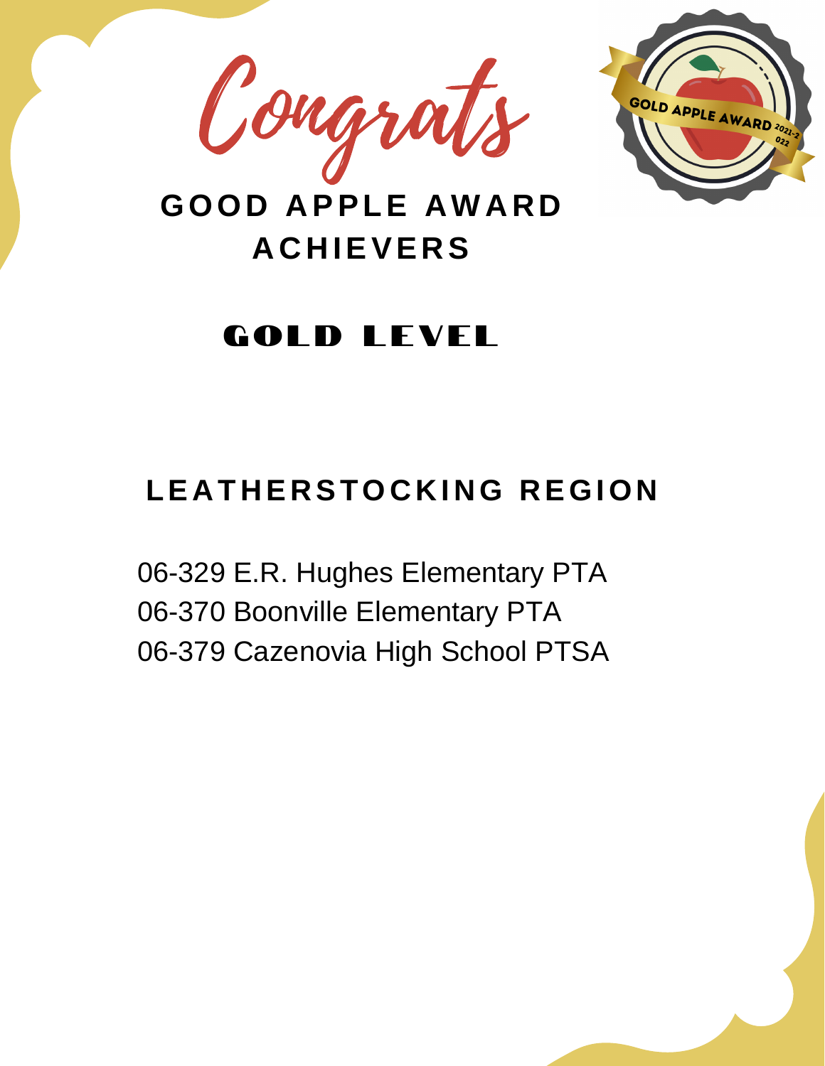# Congrats

## GOOD APPLE AWARD ACHIEVERS

GOLD APPLE AWARD 2021-2022

## GOLD LEVEL

### LEATHERSTOCKING REGION

06-329 E.R. Hughes Elementary PTA
06-370 Boonville Elementary PTA
06-379 Cazenovia High School PTSA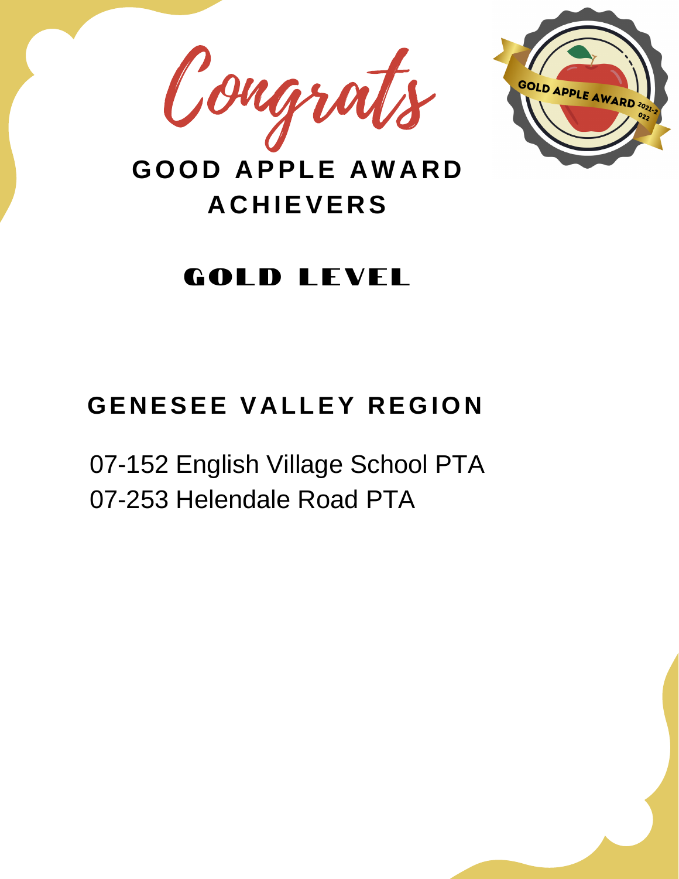# Congrats

## GOOD APPLE AWARD ACHIEVERS

## GOLD LEVEL

### GENESEE VALLEY REGION

07-152 English Village School PTA
07-253 Helendale Road PTA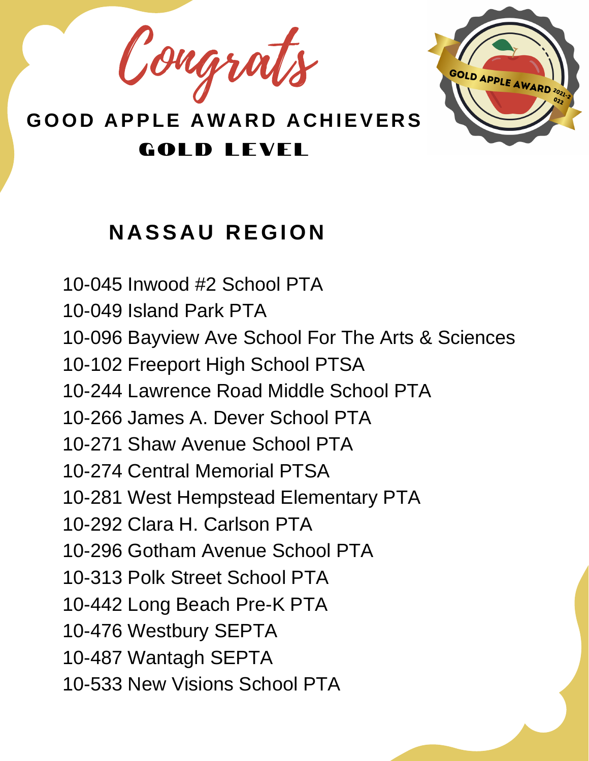Congrats

# GOOD APPLE AWARD ACHIEVERS

## GOLD LEVEL

GOLD APPLE AWARD 2021-2022

## NASSAU REGION

10-045 Inwood #2 School PTA
10-049 Island Park PTA
10-096 Bayview Ave School For The Arts & Sciences
10-102 Freeport High School PTSA
10-244 Lawrence Road Middle School PTA
10-266 James A. Dever School PTA
10-271 Shaw Avenue School PTA
10-274 Central Memorial PTSA
10-281 West Hempstead Elementary PTA
10-292 Clara H. Carlson PTA
10-296 Gotham Avenue School PTA
10-313 Polk Street School PTA
10-442 Long Beach Pre-K PTA
10-476 Westbury SEPTA
10-487 Wantagh SEPTA
10-533 New Visions School PTA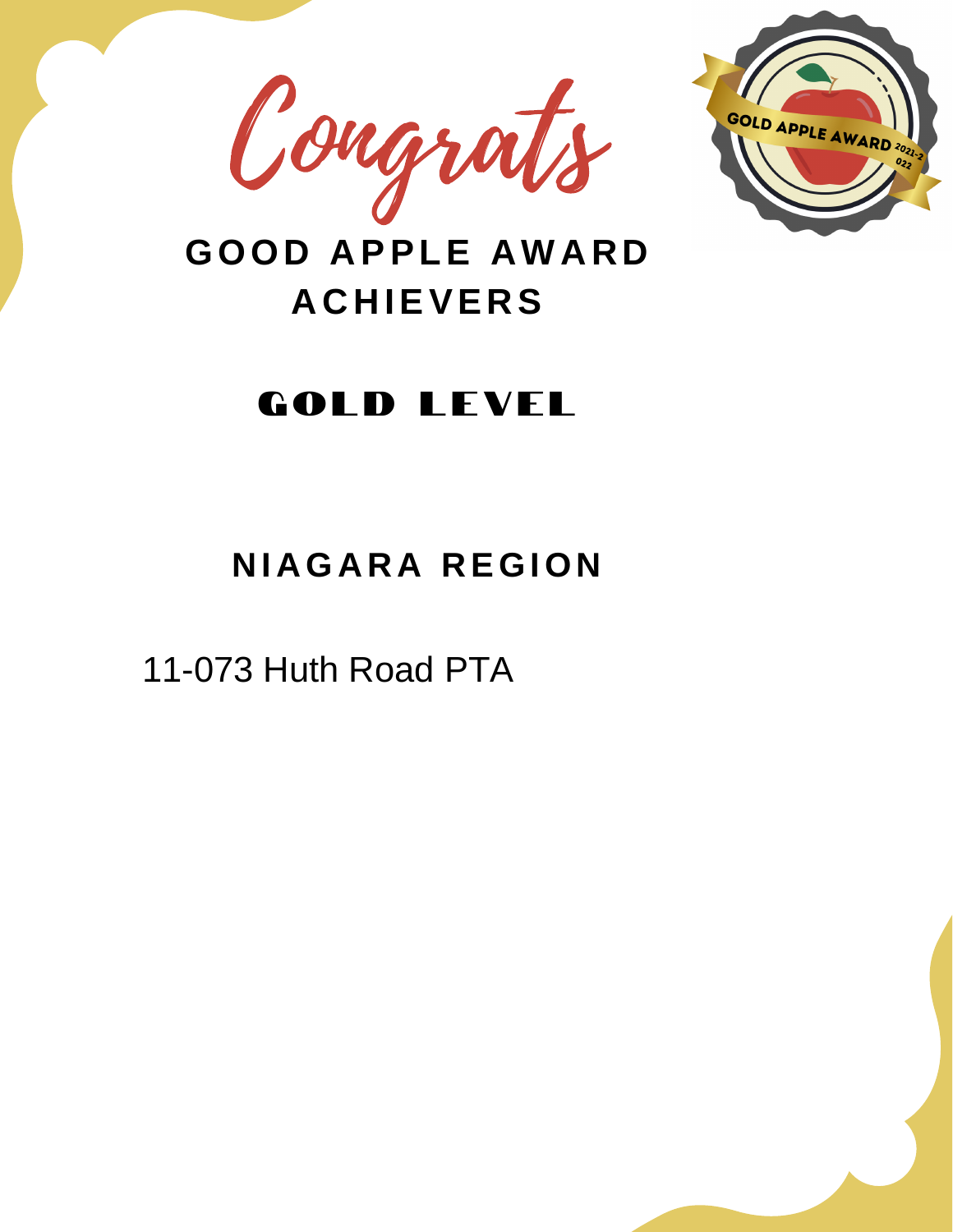# Congrats

## GOOD APPLE AWARD ACHIEVERS

## GOLD LEVEL

### NIAGARA REGION

11-073 Huth Road PTA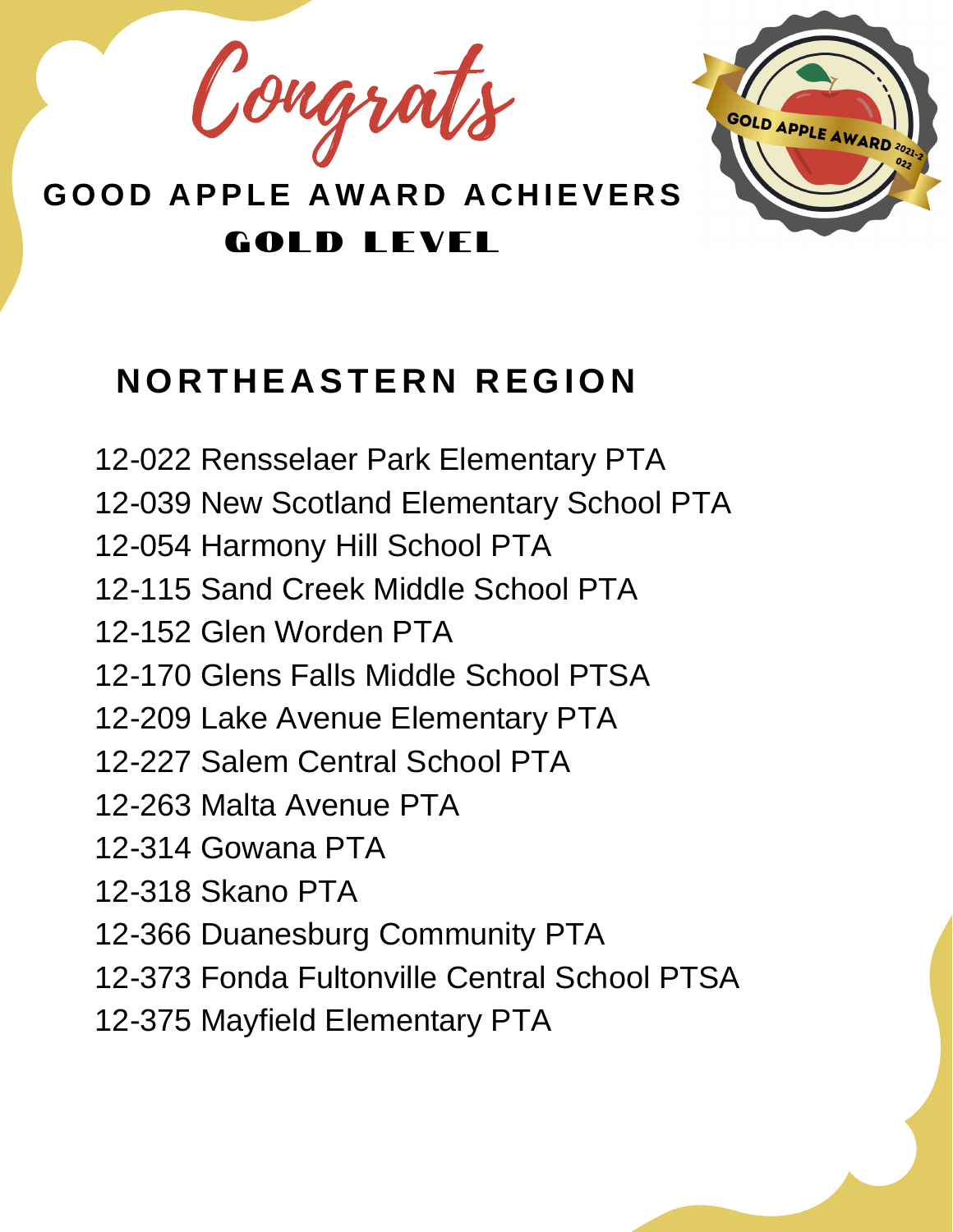Congrats

# GOOD APPLE AWARD ACHIEVERS

## GOLD LEVEL

GOLD APPLE AWARD 2021-2022

## NORTHEASTERN REGION

12-022 Rensselaer Park Elementary PTA
12-039 New Scotland Elementary School PTA
12-054 Harmony Hill School PTA
12-115 Sand Creek Middle School PTA
12-152 Glen Worden PTA
12-170 Glens Falls Middle School PTSA
12-209 Lake Avenue Elementary PTA
12-227 Salem Central School PTA
12-263 Malta Avenue PTA
12-314 Gowana PTA
12-318 Skano PTA
12-366 Duanesburg Community PTA
12-373 Fonda Fultonville Central School PTSA
12-375 Mayfield Elementary PTA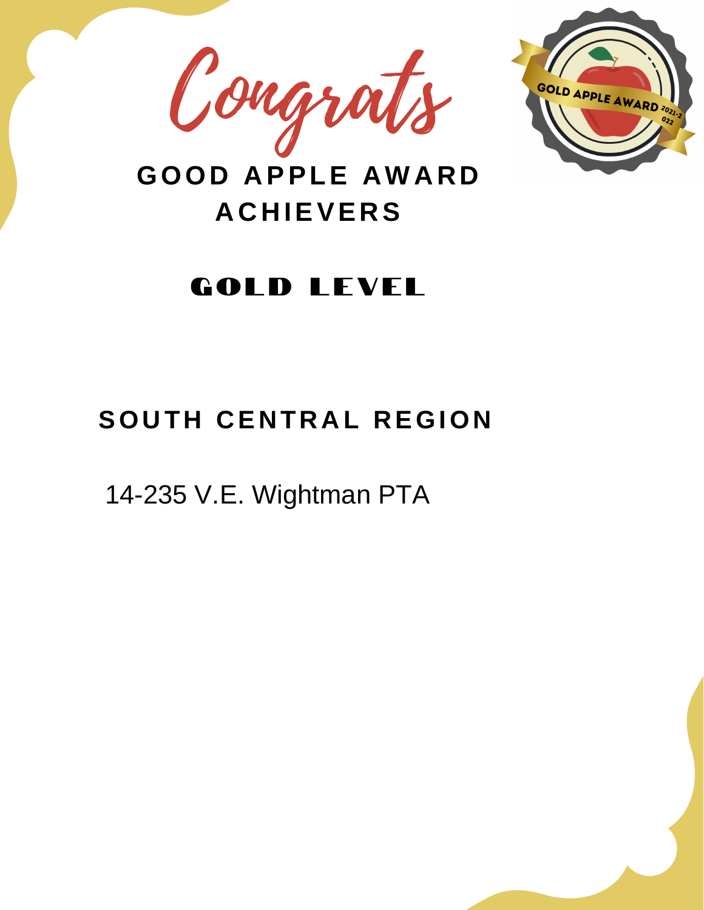# Congrats

## GOOD APPLE AWARD ACHIEVERS

## GOLD LEVEL

### SOUTH CENTRAL REGION

14-235 V.E. Wightman PTA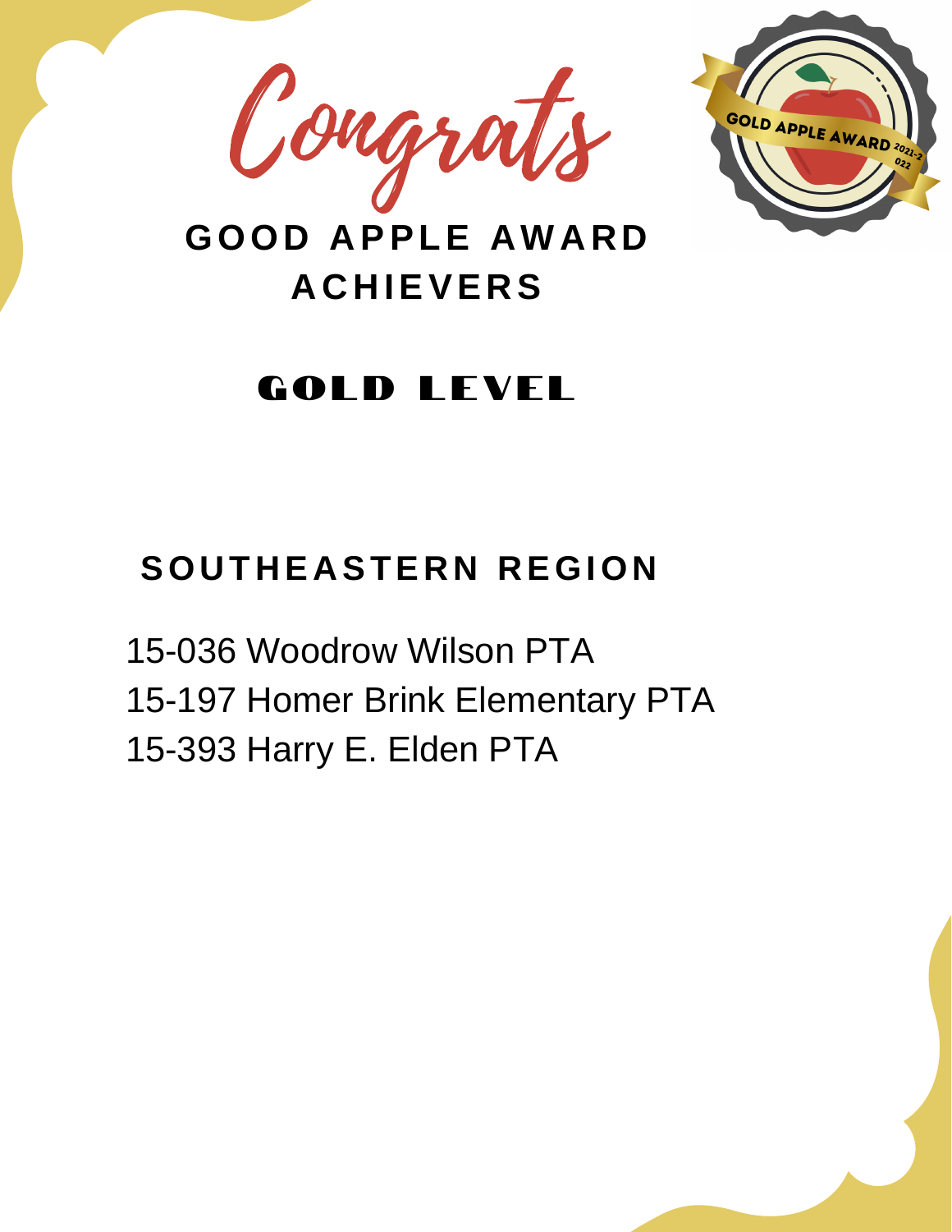# Congrats

## GOOD APPLE AWARD ACHIEVERS

## GOLD LEVEL

### SOUTHEASTERN REGION

15-036 Woodrow Wilson PTA
15-197 Homer Brink Elementary PTA
15-393 Harry E. Elden PTA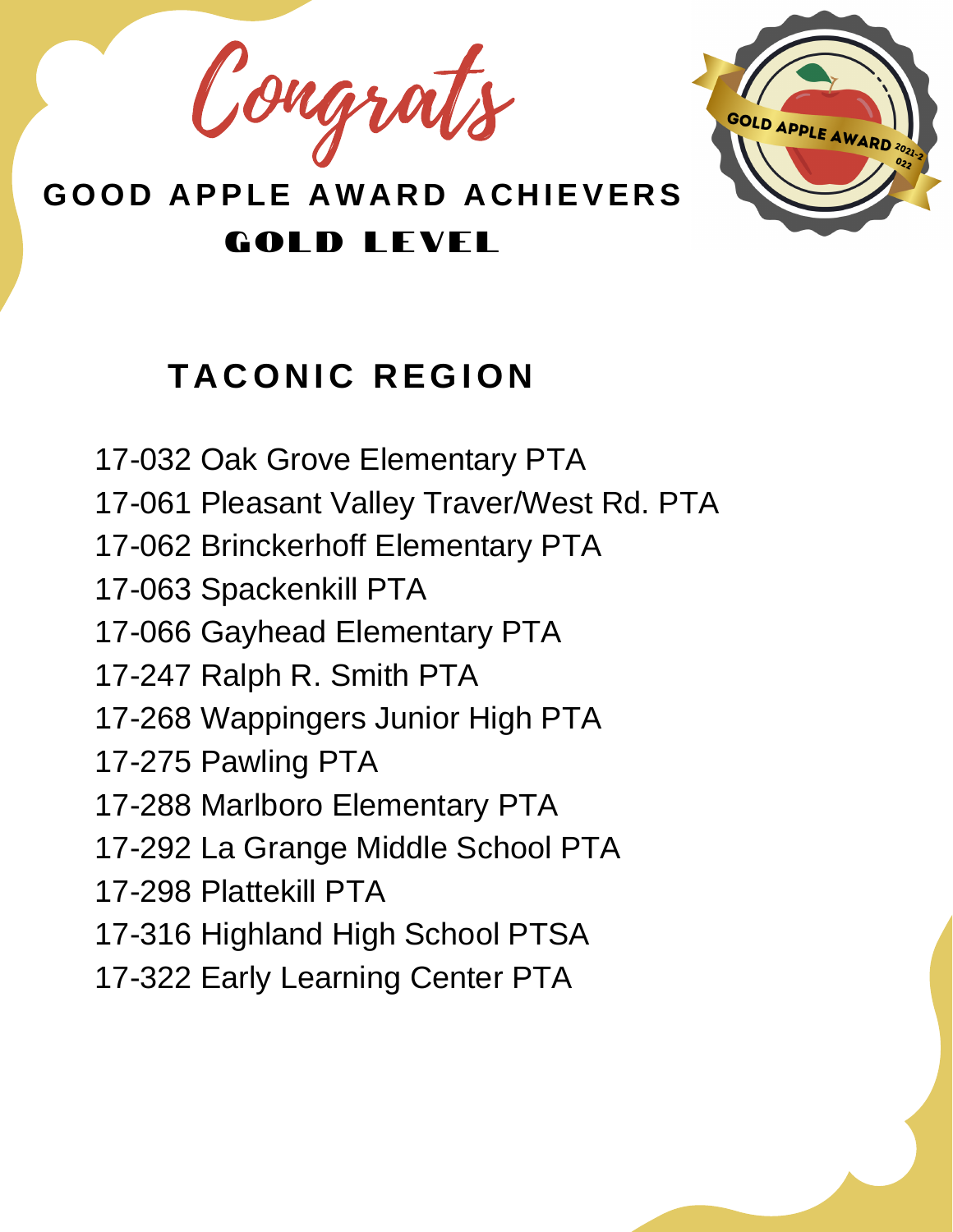# Congrats

## GOOD APPLE AWARD ACHIEVERS

### GOLD LEVEL

GOLD APPLE AWARD 2021-2022

## TACONIC REGION

17-032 Oak Grove Elementary PTA
17-061 Pleasant Valley Traver/West Rd. PTA
17-062 Brinckerhoff Elementary PTA
17-063 Spackenkill PTA
17-066 Gayhead Elementary PTA
17-247 Ralph R. Smith PTA
17-268 Wappingers Junior High PTA
17-275 Pawling PTA
17-288 Marlboro Elementary PTA
17-292 La Grange Middle School PTA
17-298 Plattekill PTA
17-316 Highland High School PTSA
17-322 Early Learning Center PTA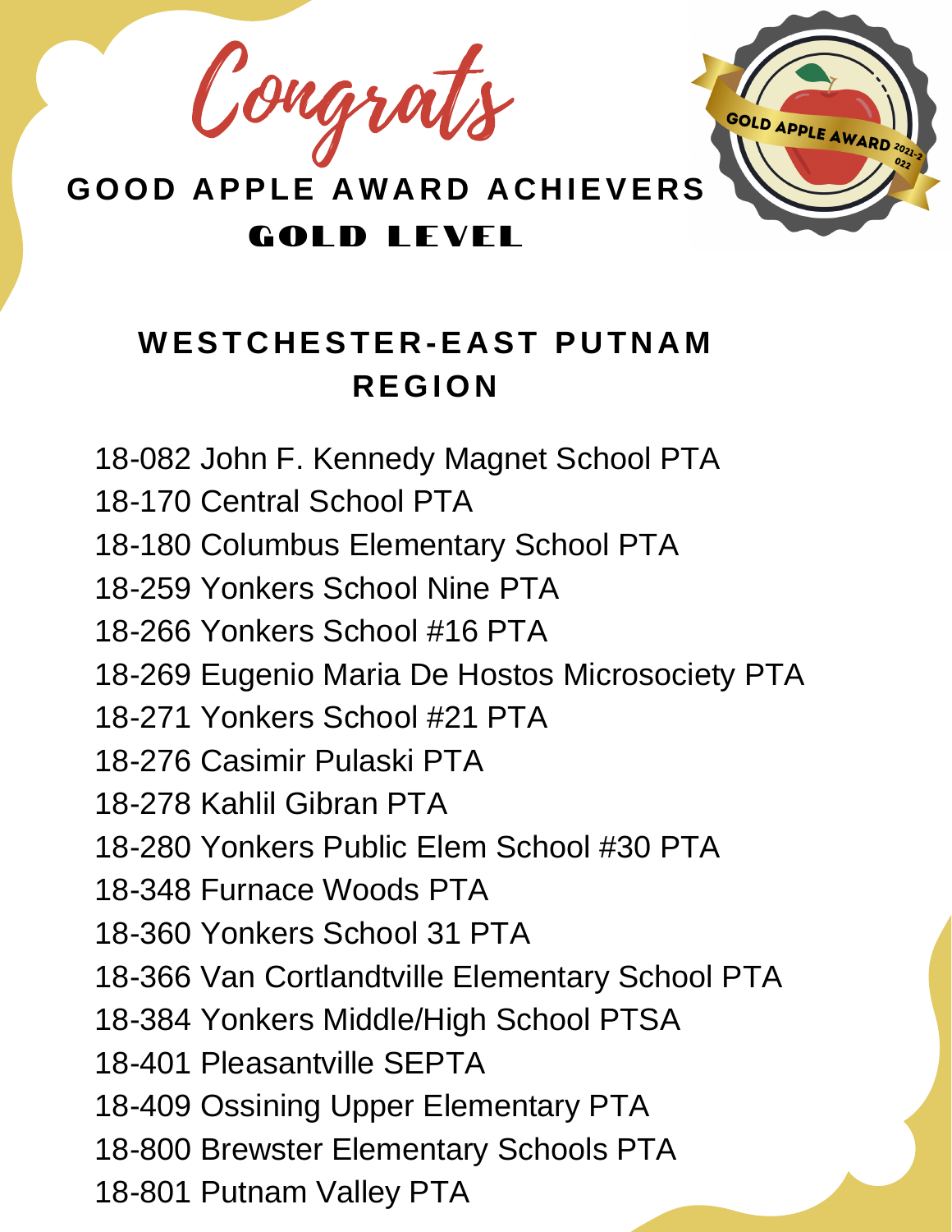# Congrats

## GOOD APPLE AWARD ACHIEVERS

## GOLD LEVEL

GOLD APPLE AWARD 2021-2022

### WESTCHESTER-EAST PUTNAM REGION

18-082 John F. Kennedy Magnet School PTA
18-170 Central School PTA
18-180 Columbus Elementary School PTA
18-259 Yonkers School Nine PTA
18-266 Yonkers School #16 PTA
18-269 Eugenio Maria De Hostos Microsociety PTA
18-271 Yonkers School #21 PTA
18-276 Casimir Pulaski PTA
18-278 Kahlil Gibran PTA
18-280 Yonkers Public Elem School #30 PTA
18-348 Furnace Woods PTA
18-360 Yonkers School 31 PTA
18-366 Van Cortlandtville Elementary School PTA
18-384 Yonkers Middle/High School PTSA
18-401 Pleasantville SEPTA
18-409 Ossining Upper Elementary PTA
18-800 Brewster Elementary Schools PTA
18-801 Putnam Valley PTA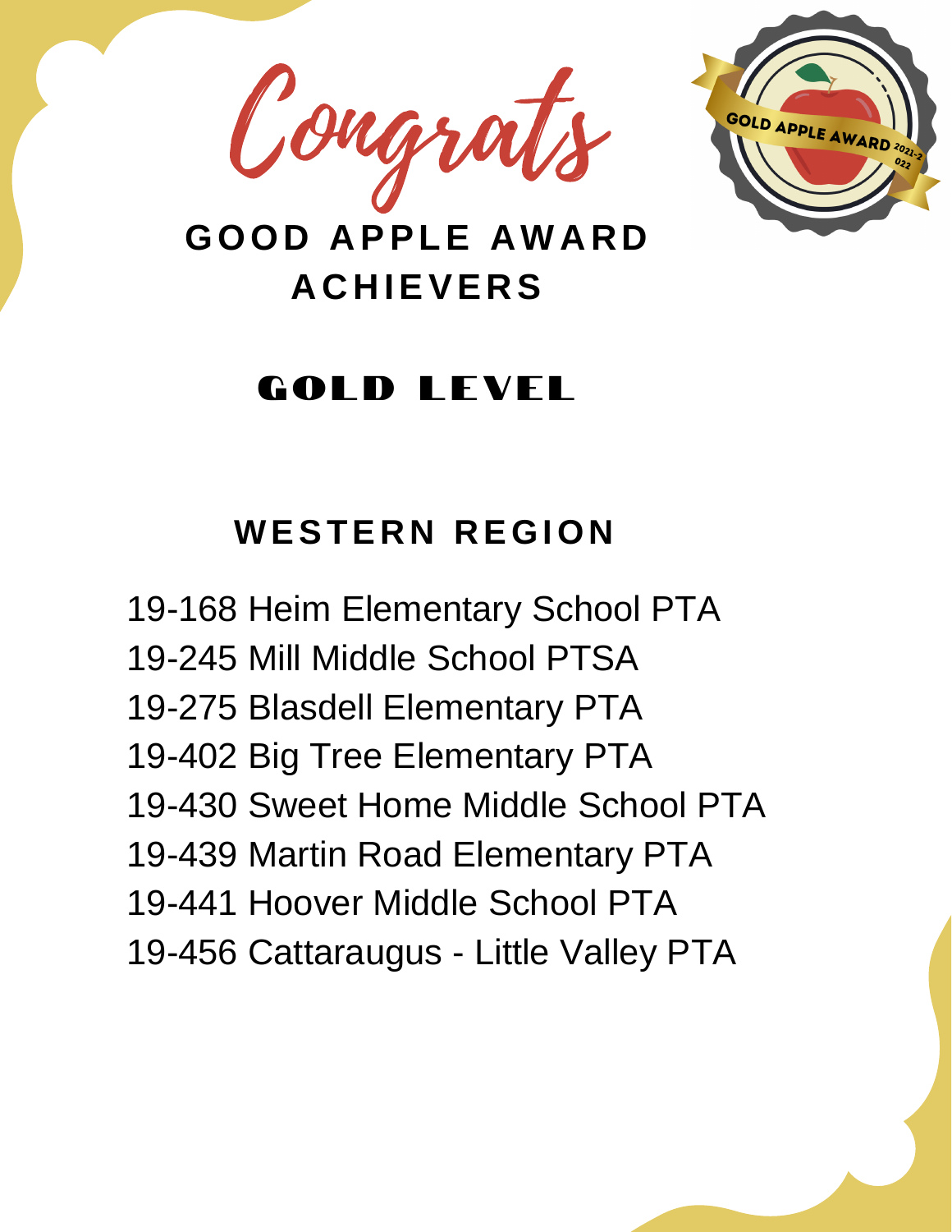# Congrats

## GOOD APPLE AWARD ACHIEVERS

## GOLD LEVEL

### WESTERN REGION

19-168 Heim Elementary School PTA
19-245 Mill Middle School PTSA
19-275 Blasdell Elementary PTA
19-402 Big Tree Elementary PTA
19-430 Sweet Home Middle School PTA
19-439 Martin Road Elementary PTA
19-441 Hoover Middle School PTA
19-456 Cattaraugus - Little Valley PTA